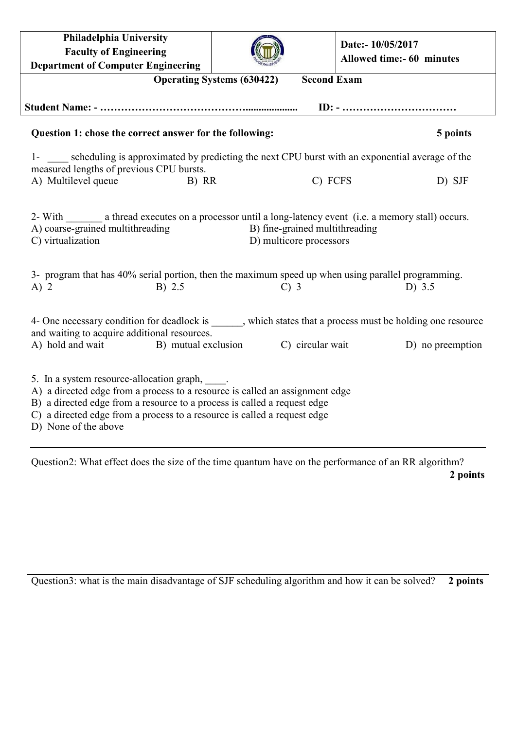| Philadelphia University<br>Faculty of Engineering<br>Department of Computer Engineering | | Date:- 10/05/2017<br>Allowed time:- 60 minutes |
|---|---|---|

**Operating Systems (630422)  Second Exam**

**Student Name: - …………………………………….................. ID: - ……………………………**

**Question 1: chose the correct answer for the following: 5 points**

1- ____ scheduling is approximated by predicting the next CPU burst with an exponential average of the measured lengths of previous CPU bursts.

A) Multilevel queue  B) RR  C) FCFS  D) SJF

2- With _______ a thread executes on a processor until a long-latency event (i.e. a memory stall) occurs.

A) coarse-grained multithreading  B) fine-grained multithreading

C) virtualization  D) multicore processors

3- program that has 40% serial portion, then the maximum speed up when using parallel programming.

A) 2  B) 2.5  C) 3  D) 3.5

4- One necessary condition for deadlock is ______, which states that a process must be holding one resource and waiting to acquire additional resources.

A) hold and wait  B) mutual exclusion  C) circular wait  D) no preemption

5. In a system resource-allocation graph, ____.

A) a directed edge from a process to a resource is called an assignment edge

B) a directed edge from a resource to a process is called a request edge

C) a directed edge from a process to a resource is called a request edge

D) None of the above

---

Question2: What effect does the size of the time quantum have on the performance of an RR algorithm? **2 points**

---

Question3: what is the main disadvantage of SJF scheduling algorithm and how it can be solved? **2 points**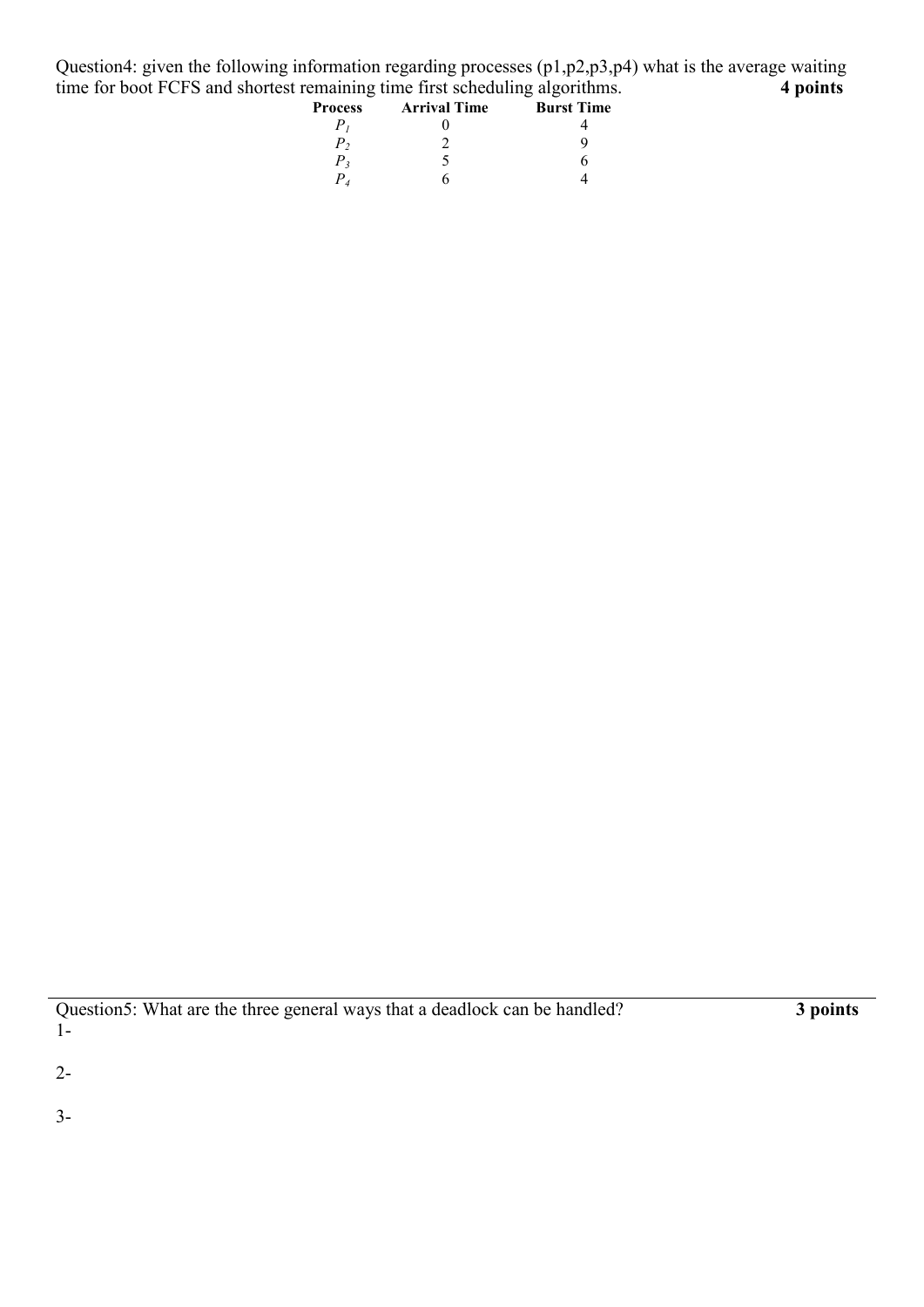Question4: given the following information regarding processes (p1,p2,p3,p4) what is the average waiting time for boot FCFS and shortest remaining time first scheduling algorithms. **4 points**

| **Process** | **Arrival Time** | **Burst Time** |
|---|---|---|
| $P_1$ | 0 | 4 |
| $P_2$ | 2 | 9 |
| $P_3$ | 5 | 6 |
| $P_4$ | 6 | 4 |

Question5: What are the three general ways that a deadlock can be handled? **3 points**

1-

2-

3-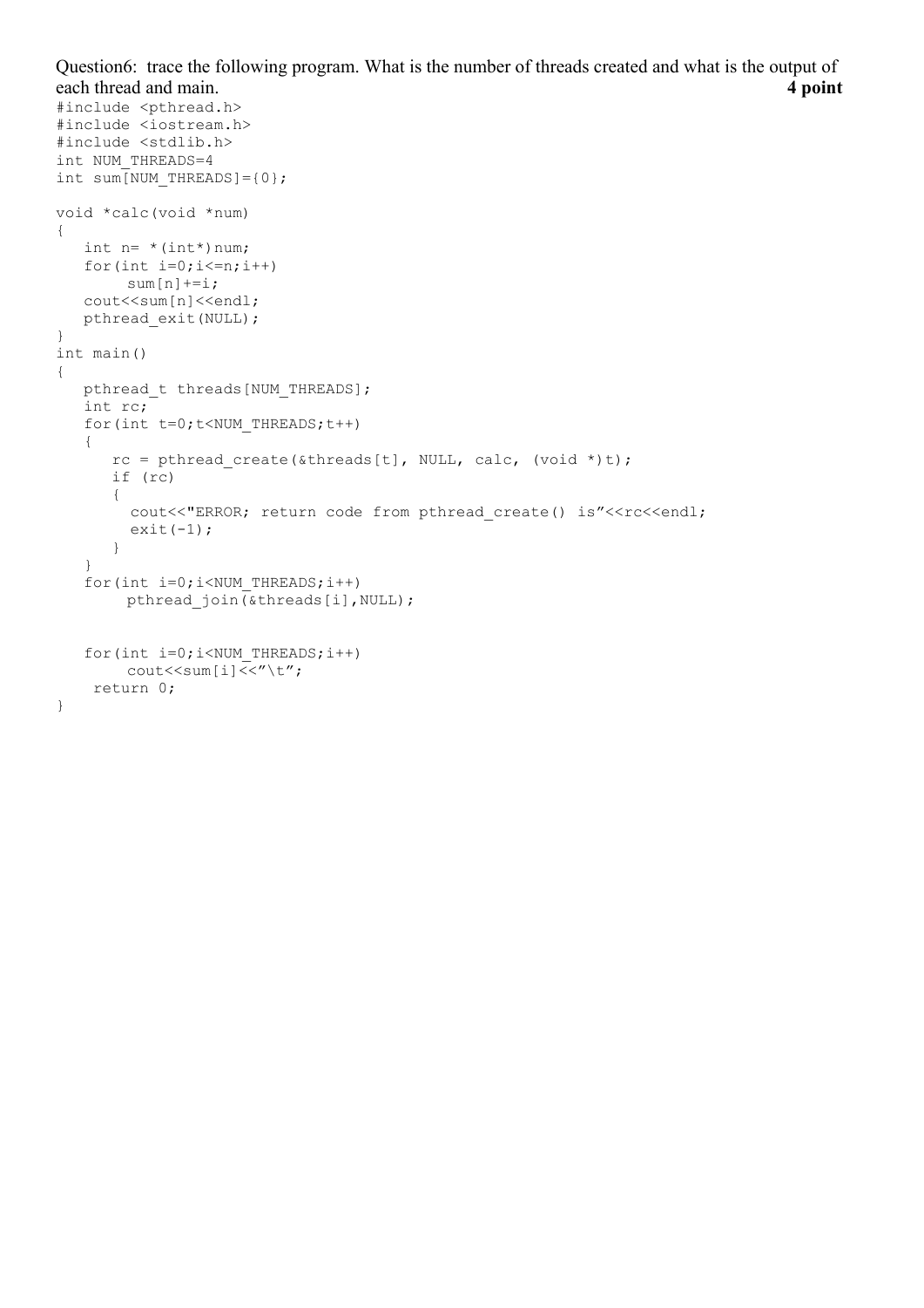Question6: trace the following program. What is the number of threads created and what is the output of each thread and main. **4 point**

```
#include <pthread.h>
#include <iostream.h>
#include <stdlib.h>
int NUM_THREADS=4
int sum[NUM_THREADS]={0};

void *calc(void *num)
{
   int n= *(int*)num;
   for(int i=0;i<=n;i++)
        sum[n]+=i;
   cout<<sum[n]<<endl;
   pthread_exit(NULL);
}
int main()
{
   pthread_t threads[NUM_THREADS];
   int rc;
   for(int t=0;t<NUM_THREADS;t++)
   {
      rc = pthread_create(&threads[t], NULL, calc, (void *)t);
      if (rc)
      {
        cout<<"ERROR; return code from pthread_create() is"<<rc<<endl;
        exit(-1);
      }
   }
   for(int i=0;i<NUM_THREADS;i++)
        pthread_join(&threads[i],NULL);


   for(int i=0;i<NUM_THREADS;i++)
        cout<<sum[i]<<"\t";
    return 0;
}
```